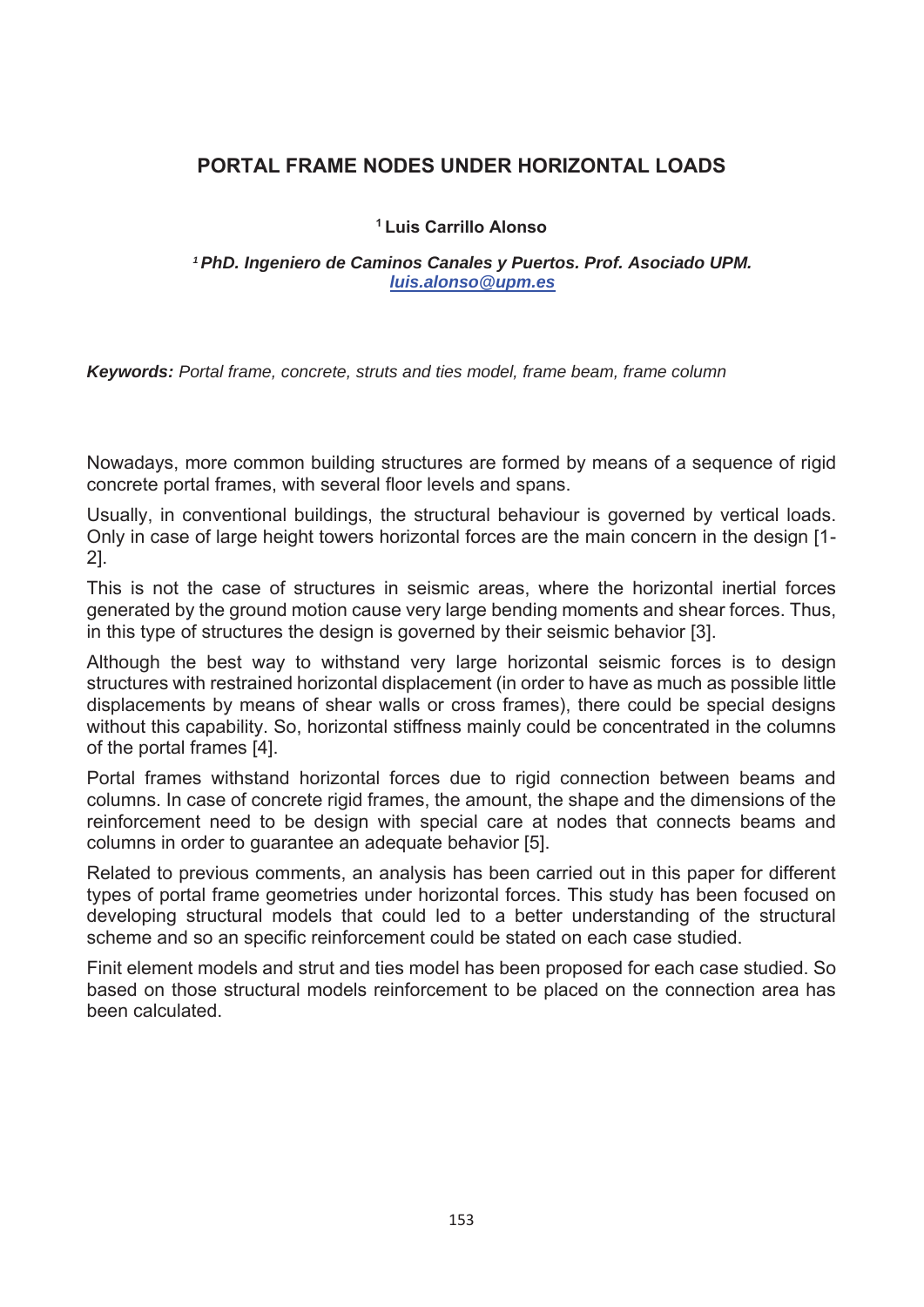# PORTAL FRAME NODES UNDER HORIZONTAL LOADS

**[1] Luis Carrillo Alonso**

***[1] PhD. Ingeniero de Caminos Canales y Puertos. Prof. Asociado UPM.***
***luis.alonso@upm.es***

***Keywords:*** *Portal frame, concrete, struts and ties model, frame beam, frame column*

Nowadays, more common building structures are formed by means of a sequence of rigid concrete portal frames, with several floor levels and spans.

Usually, in conventional buildings, the structural behaviour is governed by vertical loads. Only in case of large height towers horizontal forces are the main concern in the design [1-2].

This is not the case of structures in seismic areas, where the horizontal inertial forces generated by the ground motion cause very large bending moments and shear forces. Thus, in this type of structures the design is governed by their seismic behavior [3].

Although the best way to withstand very large horizontal seismic forces is to design structures with restrained horizontal displacement (in order to have as much as possible little displacements by means of shear walls or cross frames), there could be special designs without this capability. So, horizontal stiffness mainly could be concentrated in the columns of the portal frames [4].

Portal frames withstand horizontal forces due to rigid connection between beams and columns. In case of concrete rigid frames, the amount, the shape and the dimensions of the reinforcement need to be design with special care at nodes that connects beams and columns in order to guarantee an adequate behavior [5].

Related to previous comments, an analysis has been carried out in this paper for different types of portal frame geometries under horizontal forces. This study has been focused on developing structural models that could led to a better understanding of the structural scheme and so an specific reinforcement could be stated on each case studied.

Finit element models and strut and ties model has been proposed for each case studied. So based on those structural models reinforcement to be placed on the connection area has been calculated.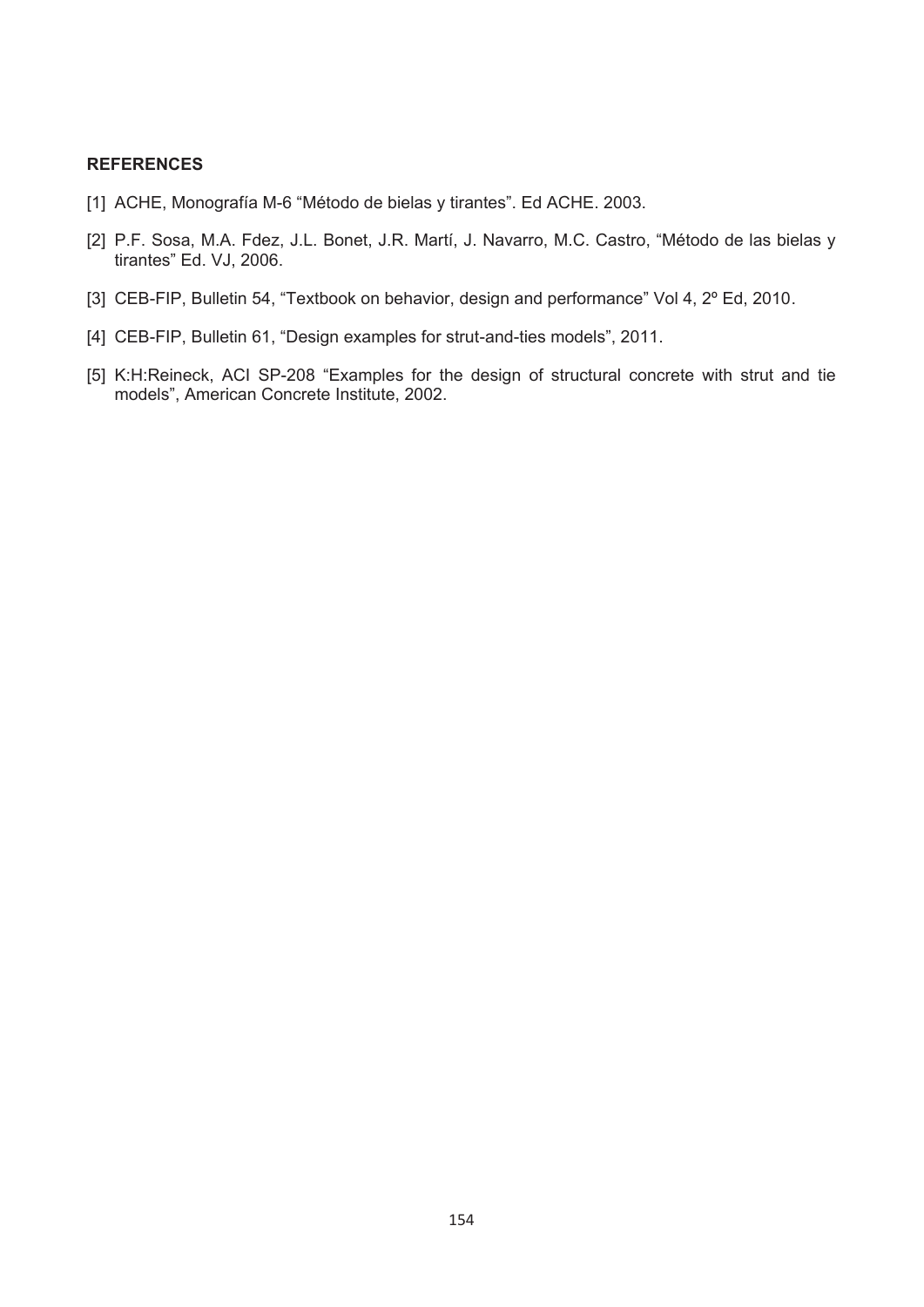**REFERENCES**

[1] ACHE, Monografía M-6 "Método de bielas y tirantes". Ed ACHE. 2003.

[2] P.F. Sosa, M.A. Fdez, J.L. Bonet, J.R. Martí, J. Navarro, M.C. Castro, "Método de las bielas y tirantes" Ed. VJ, 2006.

[3] CEB-FIP, Bulletin 54, "Textbook on behavior, design and performance" Vol 4, 2º Ed, 2010.

[4] CEB-FIP, Bulletin 61, "Design examples for strut-and-ties models", 2011.

[5] K:H:Reineck, ACI SP-208 "Examples for the design of structural concrete with strut and tie models", American Concrete Institute, 2002.